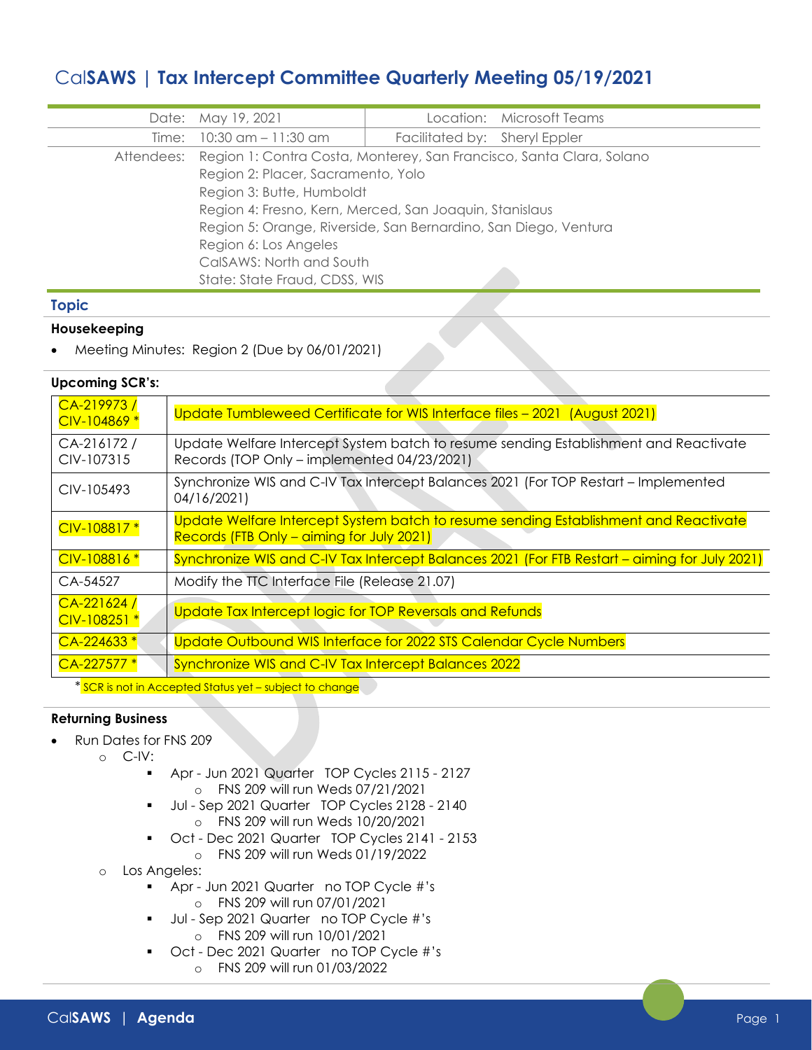# CalSAWS | Tax Intercept Committee Quarterly Meeting 05/19/2021

| | | | |
|---|---|---|---|
| Date: | May 19, 2021 | Location: | Microsoft Teams |
| Time: | 10:30 am – 11:30 am | Facilitated by: | Sheryl Eppler |

Attendees:
Region 1: Contra Costa, Monterey, San Francisco, Santa Clara, Solano
Region 2: Placer, Sacramento, Yolo
Region 3: Butte, Humboldt
Region 4: Fresno, Kern, Merced, San Joaquin, Stanislaus
Region 5: Orange, Riverside, San Bernardino, San Diego, Ventura
Region 6: Los Angeles
CalSAWS: North and South
State: State Fraud, CDSS, WIS

## Topic

### Housekeeping

- Meeting Minutes: Region 2 (Due by 06/01/2021)

### Upcoming SCR's:

| SCR | Description |
|---|---|
| CA-219973 / CIV-104869 * | Update Tumbleweed Certificate for WIS Interface files – 2021 (August 2021) |
| CA-216172 / CIV-107315 | Update Welfare Intercept System batch to resume sending Establishment and Reactivate Records (TOP Only – implemented 04/23/2021) |
| CIV-105493 | Synchronize WIS and C-IV Tax Intercept Balances 2021 (For TOP Restart – Implemented 04/16/2021) |
| CIV-108817 * | Update Welfare Intercept System batch to resume sending Establishment and Reactivate Records (FTB Only – aiming for July 2021) |
| CIV-108816 * | Synchronize WIS and C-IV Tax Intercept Balances 2021 (For FTB Restart – aiming for July 2021) |
| CA-54527 | Modify the TTC Interface File (Release 21.07) |
| CA-221624 / CIV-108251 * | Update Tax Intercept logic for TOP Reversals and Refunds |
| CA-224633 * | Update Outbound WIS Interface for 2022 STS Calendar Cycle Numbers |
| CA-227577 * | Synchronize WIS and C-IV Tax Intercept Balances 2022 |

* SCR is not in Accepted Status yet – subject to change

### Returning Business

- Run Dates for FNS 209
  - C-IV:
    - Apr - Jun 2021 Quarter TOP Cycles 2115 - 2127
      - FNS 209 will run Weds 07/21/2021
    - Jul - Sep 2021 Quarter TOP Cycles 2128 - 2140
      - FNS 209 will run Weds 10/20/2021
    - Oct - Dec 2021 Quarter TOP Cycles 2141 - 2153
      - FNS 209 will run Weds 01/19/2022
  - Los Angeles:
    - Apr - Jun 2021 Quarter no TOP Cycle #'s
      - FNS 209 will run 07/01/2021
    - Jul - Sep 2021 Quarter no TOP Cycle #'s
      - FNS 209 will run 10/01/2021
    - Oct - Dec 2021 Quarter no TOP Cycle #'s
      - FNS 209 will run 01/03/2022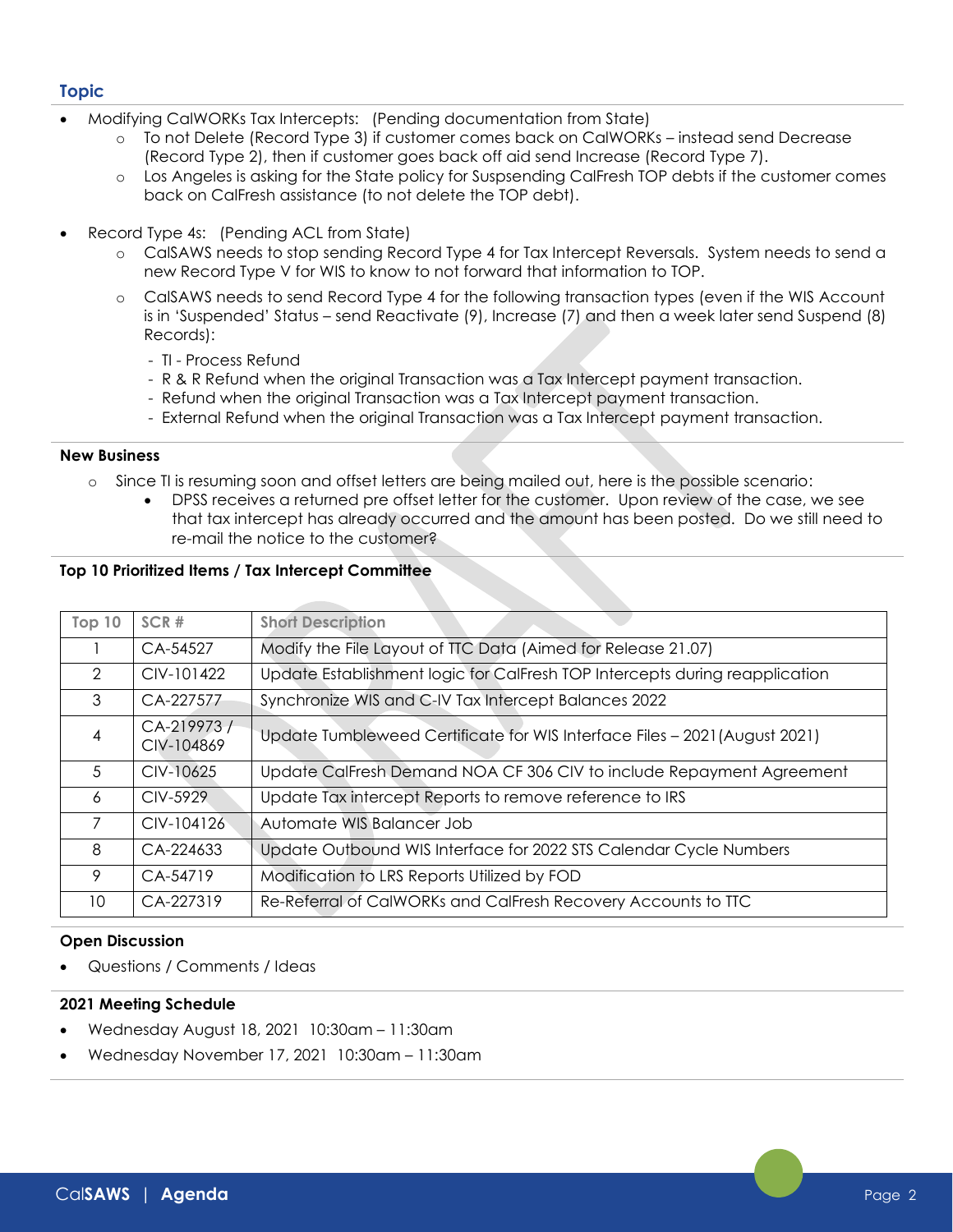## Topic

- Modifying CalWORKs Tax Intercepts: (Pending documentation from State)
  - To not Delete (Record Type 3) if customer comes back on CalWORKs – instead send Decrease (Record Type 2), then if customer goes back off aid send Increase (Record Type 7).
  - Los Angeles is asking for the State policy for Suspsending CalFresh TOP debts if the customer comes back on CalFresh assistance (to not delete the TOP debt).
- Record Type 4s: (Pending ACL from State)
  - CalSAWS needs to stop sending Record Type 4 for Tax Intercept Reversals. System needs to send a new Record Type V for WIS to know to not forward that information to TOP.
  - CalSAWS needs to send Record Type 4 for the following transaction types (even if the WIS Account is in 'Suspended' Status – send Reactivate (9), Increase (7) and then a week later send Suspend (8) Records):
    - TI - Process Refund
    - R & R Refund when the original Transaction was a Tax Intercept payment transaction.
    - Refund when the original Transaction was a Tax Intercept payment transaction.
    - External Refund when the original Transaction was a Tax Intercept payment transaction.

**New Business**

- Since TI is resuming soon and offset letters are being mailed out, here is the possible scenario:
  - DPSS receives a returned pre offset letter for the customer. Upon review of the case, we see that tax intercept has already occurred and the amount has been posted. Do we still need to re-mail the notice to the customer?

**Top 10 Prioritized Items / Tax Intercept Committee**

| Top 10 | SCR # | Short Description |
|---|---|---|
| 1 | CA-54527 | Modify the File Layout of TTC Data (Aimed for Release 21.07) |
| 2 | CIV-101422 | Update Establishment logic for CalFresh TOP Intercepts during reapplication |
| 3 | CA-227577 | Synchronize WIS and C-IV Tax Intercept Balances 2022 |
| 4 | CA-219973 / CIV-104869 | Update Tumbleweed Certificate for WIS Interface Files – 2021(August 2021) |
| 5 | CIV-10625 | Update CalFresh Demand NOA CF 306 CIV to include Repayment Agreement |
| 6 | CIV-5929 | Update Tax intercept Reports to remove reference to IRS |
| 7 | CIV-104126 | Automate WIS Balancer Job |
| 8 | CA-224633 | Update Outbound WIS Interface for 2022 STS Calendar Cycle Numbers |
| 9 | CA-54719 | Modification to LRS Reports Utilized by FOD |
| 10 | CA-227319 | Re-Referral of CalWORKs and CalFresh Recovery Accounts to TTC |

**Open Discussion**

- Questions / Comments / Ideas

**2021 Meeting Schedule**

- Wednesday August 18, 2021 10:30am – 11:30am
- Wednesday November 17, 2021 10:30am – 11:30am